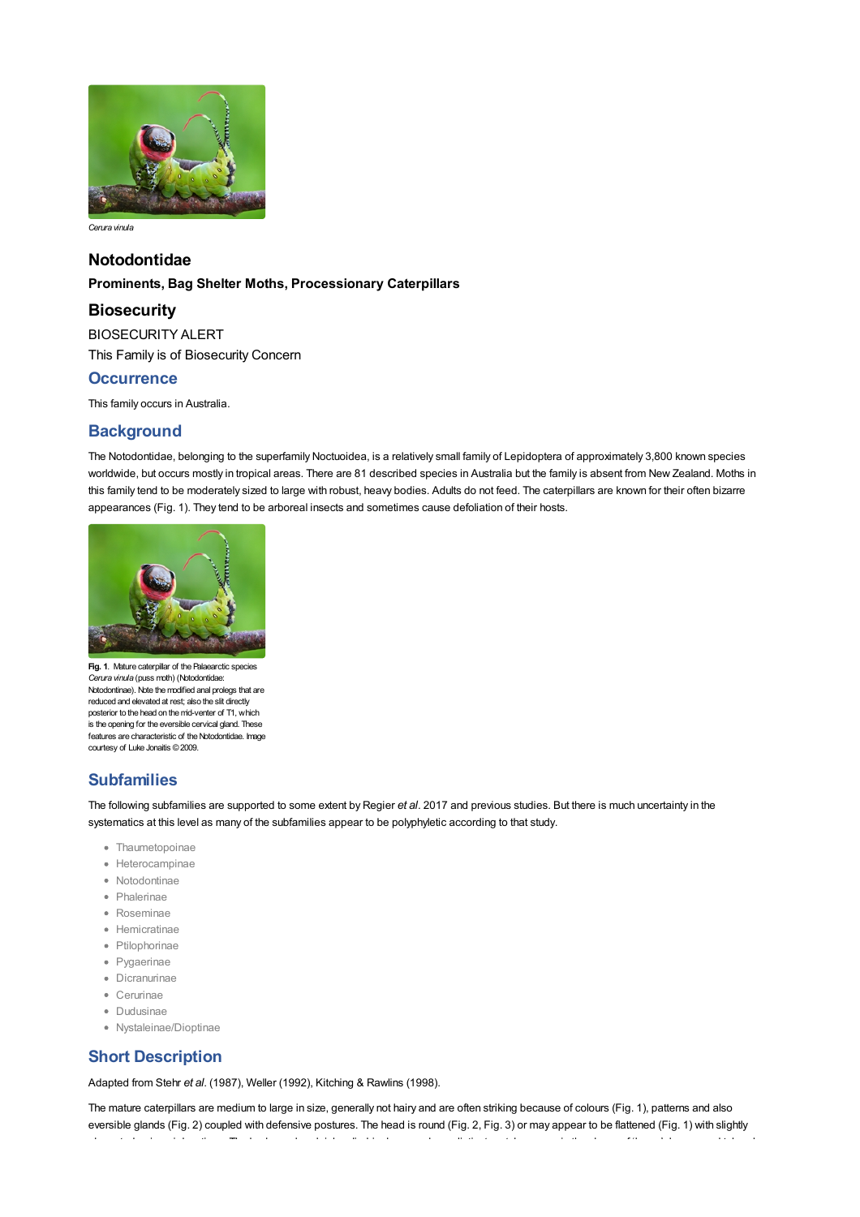*Cerura vinula*

# Notodontidae

**Prominents, Bag Shelter Moths, Processionary Caterpillars**

## Biosecurity

BIOSECURITY ALERT

This Family is of Biosecurity Concern

## Occurrence

This family occurs in Australia.

## Background

The Notodontidae, belonging to the superfamily Noctuoidea, is a relatively small family of Lepidoptera of approximately 3,800 known species worldwide, but occurs mostly in tropical areas. There are 81 described species in Australia but the family is absent from New Zealand. Moths in this family tend to be moderately sized to large with robust, heavy bodies. Adults do not feed. The caterpillars are known for their often bizarre appearances (Fig. 1). They tend to be arboreal insects and sometimes cause defoliation of their hosts.

**Fig. 1.** Mature caterpillar of the Palaearctic species *Cerura vinula* (puss moth) (Notodontidae: Notodontinae). Note the modified anal prolegs that are reduced and elevated at rest; also the slit directly posterior to the head on the mid-venter of T1, which is the opening for the eversible cervical gland. These features are characteristic of the Notodontidae. Image courtesy of Luke Jonaitis © 2009.

## Subfamilies

The following subfamilies are supported to some extent by Regier *et al*. 2017 and previous studies. But there is much uncertainty in the systematics at this level as many of the subfamilies appear to be polyphyletic according to that study.

- Thaumetopoinae
- Heterocampinae
- Notodontinae
- Phalerinae
- Roseminae
- Hemicratinae
- Ptilophorinae
- Pygaerinae
- Dicranurinae
- Cerurinae
- Dudusinae
- Nystaleinae/Dioptinae

## Short Description

Adapted from Stehr *et al*. (1987), Weller (1992), Kitching & Rawlins (1998).

The mature caterpillars are medium to large in size, generally not hairy and are often striking because of colours (Fig. 1), patterns and also eversible glands (Fig. 2) coupled with defensive postures. The head is round (Fig. 2, Fig. 3) or may appear to be flattened (Fig. 1) with slightly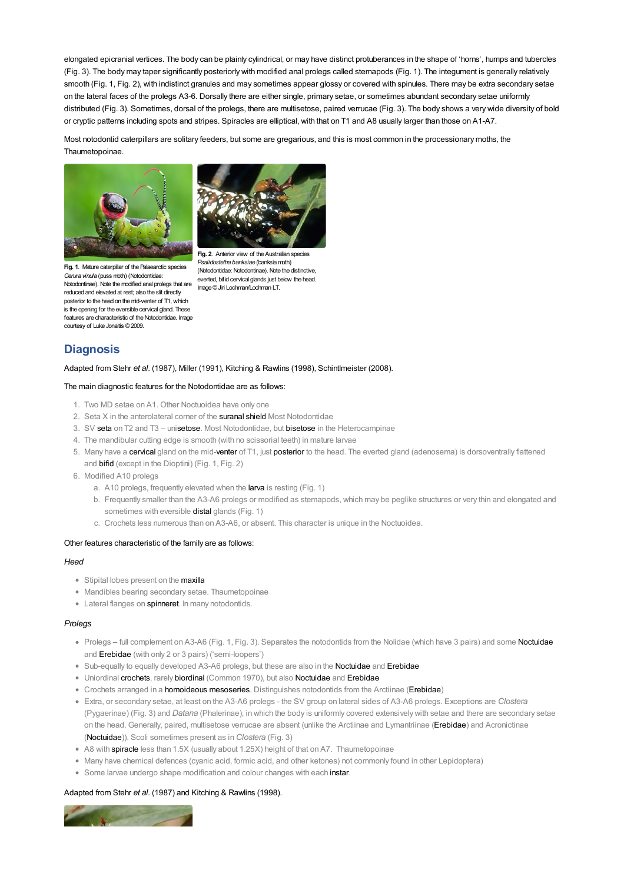elongated epicranial vertices. The body can be plainly cylindrical, or may have distinct protuberances in the shape of 'horns', humps and tubercles (Fig. 3). The body may taper significantly posteriorly with modified anal prolegs called stemapods (Fig. 1). The integument is generally relatively smooth (Fig. 1, Fig. 2), with indistinct granules and may sometimes appear glossy or covered with spinules. There may be extra secondary setae on the lateral faces of the prolegs A3-6. Dorsally there are either single, primary setae, or sometimes abundant secondary setae uniformly distributed (Fig. 3). Sometimes, dorsal of the prolegs, there are multisetose, paired verrucae (Fig. 3). The body shows a very wide diversity of bold or cryptic patterns including spots and stripes. Spiracles are elliptical, with that on T1 and A8 usually larger than those on A1-A7.

Most notodontid caterpillars are solitary feeders, but some are gregarious, and this is most common in the processionary moths, the Thaumetopoinae.

**Fig. 1**. Mature caterpillar of the Palaearctic species *Cerura vinula* (puss moth) (Notodontidae: Notodontinae). Note the modified anal prolegs that are reduced and elevated at rest; also the slit directly posterior to the head on the mid-venter of T1, which is the opening for the eversible cervical gland. These features are characteristic of the Notodontidae. Image courtesy of Luke Jonaitis © 2009.

**Fig. 2**. Anterior view of the Australian species *Psalidostetha banksiae* (banksia moth) (Notodontidae: Notodontinae). Note the distinctive, everted, bifid cervical glands just below the head. Image © Jiri Lochman/Lochman LT.

## Diagnosis

Adapted from Stehr *et al*. (1987), Miller (1991), Kitching & Rawlins (1998), Schintlmeister (2008).

The main diagnostic features for the Notodontidae are as follows:

1. Two MD setae on A1. Other Noctuoidea have only one
2. Seta X in the anterolateral corner of the suranal shield Most Notodontidae
3. SV seta on T2 and T3 – unisetose. Most Notodontidae, but bisetose in the Heterocampinae
4. The mandibular cutting edge is smooth (with no scissorial teeth) in mature larvae
5. Many have a cervical gland on the mid-venter of T1, just posterior to the head. The everted gland (adenosema) is dorsoventrally flattened and bifid (except in the Dioptini) (Fig. 1, Fig. 2)
6. Modified A10 prolegs
   a. A10 prolegs, frequently elevated when the larva is resting (Fig. 1)
   b. Frequently smaller than the A3-A6 prolegs or modified as stemapods, which may be peglike structures or very thin and elongated and sometimes with eversible distal glands (Fig. 1)
   c. Crochets less numerous than on A3-A6, or absent. This character is unique in the Noctuoidea.

Other features characteristic of the family are as follows:

*Head*

- Stipital lobes present on the maxilla
- Mandibles bearing secondary setae. Thaumetopoinae
- Lateral flanges on spinneret. In many notodontids.

*Prolegs*

- Prolegs – full complement on A3-A6 (Fig. 1, Fig. 3). Separates the notodontids from the Nolidae (which have 3 pairs) and some Noctuidae and Erebidae (with only 2 or 3 pairs) ('semi-loopers')
- Sub-equally to equally developed A3-A6 prolegs, but these are also in the Noctuidae and Erebidae
- Uniordinal crochets, rarely biordinal (Common 1970), but also Noctuidae and Erebidae
- Crochets arranged in a homoideous mesoseries. Distinguishes notodontids from the Arctiinae (Erebidae)
- Extra, or secondary setae, at least on the A3-A6 prolegs - the SV group on lateral sides of A3-A6 prolegs. Exceptions are *Clostera* (Pygaerinae) (Fig. 3) and *Datana* (Phalerinae), in which the body is uniformly covered extensively with setae and there are secondary setae on the head. Generally, paired, multisetose verrucae are absent (unlike the Arctiinae and Lymantriinae (Erebidae) and Acronictinae (Noctuidae)). Scoli sometimes present as in *Clostera* (Fig. 3)
- A8 with spiracle less than 1.5X (usually about 1.25X) height of that on A7. Thaumetopoinae
- Many have chemical defences (cyanic acid, formic acid, and other ketones) not commonly found in other Lepidoptera)
- Some larvae undergo shape modification and colour changes with each instar.

Adapted from Stehr *et al*. (1987) and Kitching & Rawlins (1998).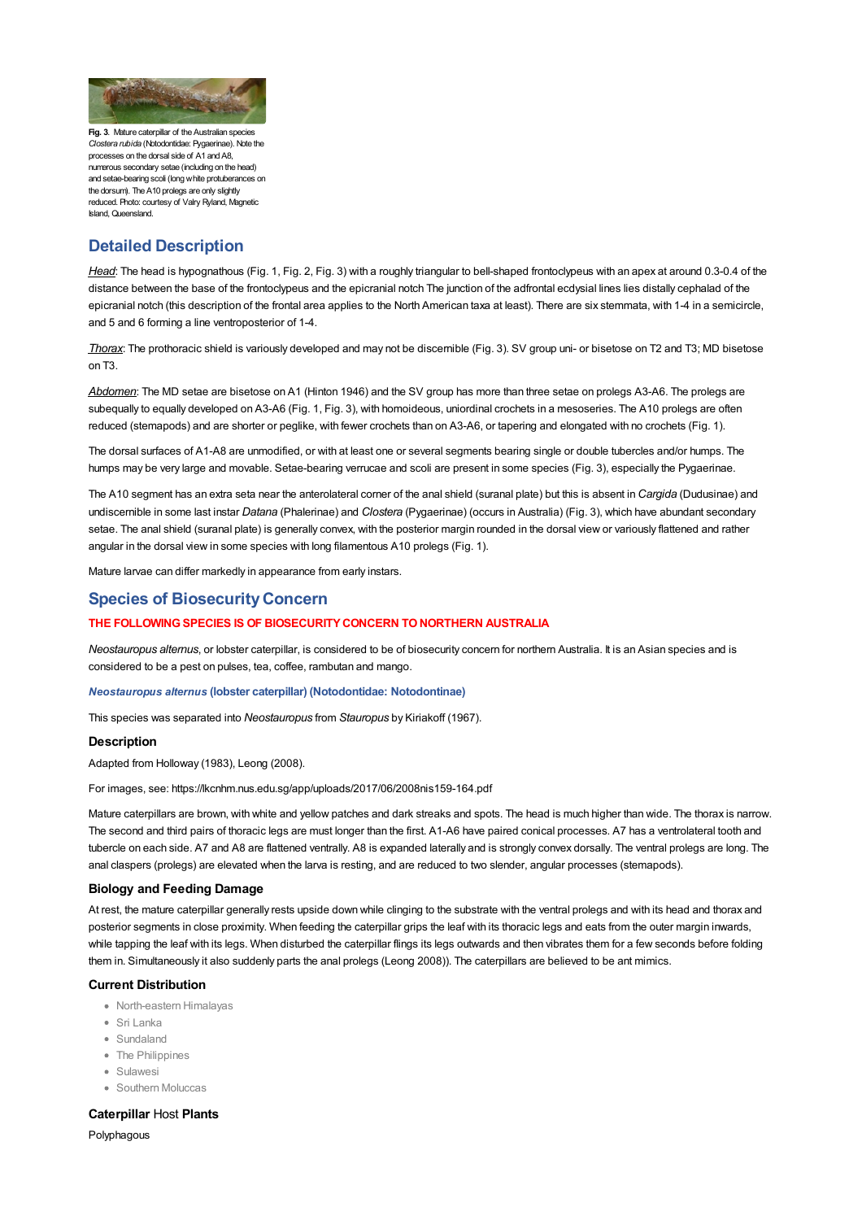**Fig. 3.** Mature caterpillar of the Australian species *Clostera rubida* (Notodontidae: Pygaerinae). Note the processes on the dorsal side of A1 and A8, numerous secondary setae (including on the head) and setae-bearing scoli (long white protuberances on the dorsum). The A10 prolegs are only slightly reduced. Photo: courtesy of Valry Ryland, Magnetic Island, Queensland.

## Detailed Description

*Head*: The head is hypognathous (Fig. 1, Fig. 2, Fig. 3) with a roughly triangular to bell-shaped frontoclypeus with an apex at around 0.3-0.4 of the distance between the base of the frontoclypeus and the epicranial notch The junction of the adfrontal ecdysial lines lies distally cephalad of the epicranial notch (this description of the frontal area applies to the North American taxa at least). There are six stemmata, with 1-4 in a semicircle, and 5 and 6 forming a line ventroposterior of 1-4.

*Thorax*: The prothoracic shield is variously developed and may not be discernible (Fig. 3). SV group uni- or bisetose on T2 and T3; MD bisetose on T3.

*Abdomen*: The MD setae are bisetose on A1 (Hinton 1946) and the SV group has more than three setae on prolegs A3-A6. The prolegs are subequally to equally developed on A3-A6 (Fig. 1, Fig. 3), with homoideous, uniordinal crochets in a mesoseries. The A10 prolegs are often reduced (stemapods) and are shorter or peglike, with fewer crochets than on A3-A6, or tapering and elongated with no crochets (Fig. 1).

The dorsal surfaces of A1-A8 are unmodified, or with at least one or several segments bearing single or double tubercles and/or humps. The humps may be very large and movable. Setae-bearing verrucae and scoli are present in some species (Fig. 3), especially the Pygaerinae.

The A10 segment has an extra seta near the anterolateral corner of the anal shield (suranal plate) but this is absent in *Cargida* (Dudusinae) and undiscernible in some last instar *Datana* (Phalerinae) and *Clostera* (Pygaerinae) (occurs in Australia) (Fig. 3), which have abundant secondary setae. The anal shield (suranal plate) is generally convex, with the posterior margin rounded in the dorsal view or variously flattened and rather angular in the dorsal view in some species with long filamentous A10 prolegs (Fig. 1).

Mature larvae can differ markedly in appearance from early instars.

## Species of Biosecurity Concern

**THE FOLLOWING SPECIES IS OF BIOSECURITY CONCERN TO NORTHERN AUSTRALIA**

*Neostauropus alternus*, or lobster caterpillar, is considered to be of biosecurity concern for northern Australia. It is an Asian species and is considered to be a pest on pulses, tea, coffee, rambutan and mango.

***Neostauropus alternus* (lobster caterpillar) (Notodontidae: Notodontinae)**

This species was separated into *Neostauropus* from *Stauropus* by Kiriakoff (1967).

### Description

Adapted from Holloway (1983), Leong (2008).

For images, see: https://lkcnhm.nus.edu.sg/app/uploads/2017/06/2008nis159-164.pdf

Mature caterpillars are brown, with white and yellow patches and dark streaks and spots. The head is much higher than wide. The thorax is narrow. The second and third pairs of thoracic legs are must longer than the first. A1-A6 have paired conical processes. A7 has a ventrolateral tooth and tubercle on each side. A7 and A8 are flattened ventrally. A8 is expanded laterally and is strongly convex dorsally. The ventral prolegs are long. The anal claspers (prolegs) are elevated when the larva is resting, and are reduced to two slender, angular processes (stemapods).

### Biology and Feeding Damage

At rest, the mature caterpillar generally rests upside down while clinging to the substrate with the ventral prolegs and with its head and thorax and posterior segments in close proximity. When feeding the caterpillar grips the leaf with its thoracic legs and eats from the outer margin inwards, while tapping the leaf with its legs. When disturbed the caterpillar flings its legs outwards and then vibrates them for a few seconds before folding them in. Simultaneously it also suddenly parts the anal prolegs (Leong 2008)). The caterpillars are believed to be ant mimics.

### Current Distribution

- North-eastern Himalayas
- Sri Lanka
- Sundaland
- The Philippines
- Sulawesi
- Southern Moluccas

### Caterpillar Host Plants

Polyphagous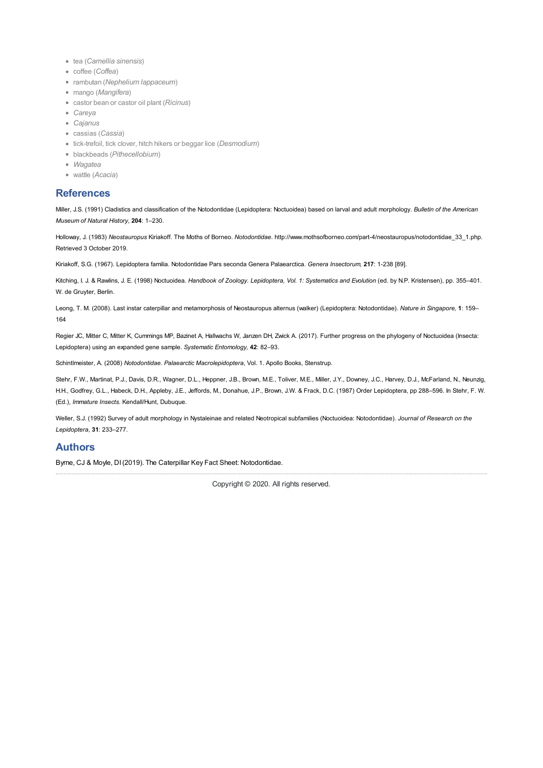- tea (*Camellia sinensis*)
- coffee (*Coffea*)
- rambutan (*Nephelium lappaceum*)
- mango (*Mangifera*)
- castor bean or castor oil plant (*Ricinus*)
- *Careya*
- *Cajanus*
- cassias (*Cassia*)
- tick-trefoil, tick clover, hitch hikers or beggar lice (*Desmodium*)
- blackbeads (*Pithecellobium*)
- *Wagatea*
- wattle (*Acacia*)

## References

Miller, J.S. (1991) Cladistics and classification of the Notodontidae (Lepidoptera: Noctuoidea) based on larval and adult morphology. *Bulletin of the American Museum of Natural History*, **204**: 1–230.

Holloway, J. (1983) *Neostauropus* Kiriakoff. The Moths of Borneo. *Notodontidae*. http://www.mothsofborneo.com/part-4/neostauropus/notodontidae_33_1.php. Retrieved 3 October 2019.

Kiriakoff, S.G. (1967). Lepidoptera familia. Notodontidae Pars seconda Genera Palaearctica. *Genera Insectorum*, **217**: 1-238 [89].

Kitching, I. J. & Rawlins, J. E. (1998) Noctuoidea. *Handbook of Zoology. Lepidoptera, Vol. 1: Systematics and Evolution* (ed. by N.P. Kristensen), pp. 355–401. W. de Gruyter, Berlin.

Leong, T. M. (2008). Last instar caterpillar and metamorphosis of Neostauropus alternus (walker) (Lepidoptera: Notodontidae). *Nature in Singapore,* **1**: 159–164

Regier JC, Mitter C, Mitter K, Cummings MP, Bazinet A, Hallwachs W, Janzen DH, Zwick A. (2017). Further progress on the phylogeny of Noctuoidea (Insecta: Lepidoptera) using an expanded gene sample. *Systematic Entomology,* **42**: 82–93.

Schintlmeister, A. (2008) *Notodontidae. Palaearctic Macrolepidoptera*, Vol. 1. Apollo Books, Stenstrup.

Stehr, F.W., Martinat, P.J., Davis, D.R., Wagner, D.L., Heppner, J.B., Brown, M.E., Toliver, M.E., Miller, J.Y., Downey, J.C., Harvey, D.J., McFarland, N., Neunzig, H.H., Godfrey, G.L., Habeck, D.H., Appleby, J.E., Jeffords, M., Donahue, J.P., Brown, J.W. & Frack, D.C. (1987) Order Lepidoptera, pp 288–596. In Stehr, F. W. (Ed.), *Immature Insects*. Kendall/Hunt, Dubuque.

Weller, S.J. (1992) Survey of adult morphology in Nystaleinae and related Neotropical subfamilies (Noctuoidea: Notodontidae). *Journal of Research on the Lepidoptera*, **31**: 233–277.

## Authors

Byrne, CJ & Moyle, DI (2019). The Caterpillar Key Fact Sheet: Notodontidae.

Copyright © 2020. All rights reserved.